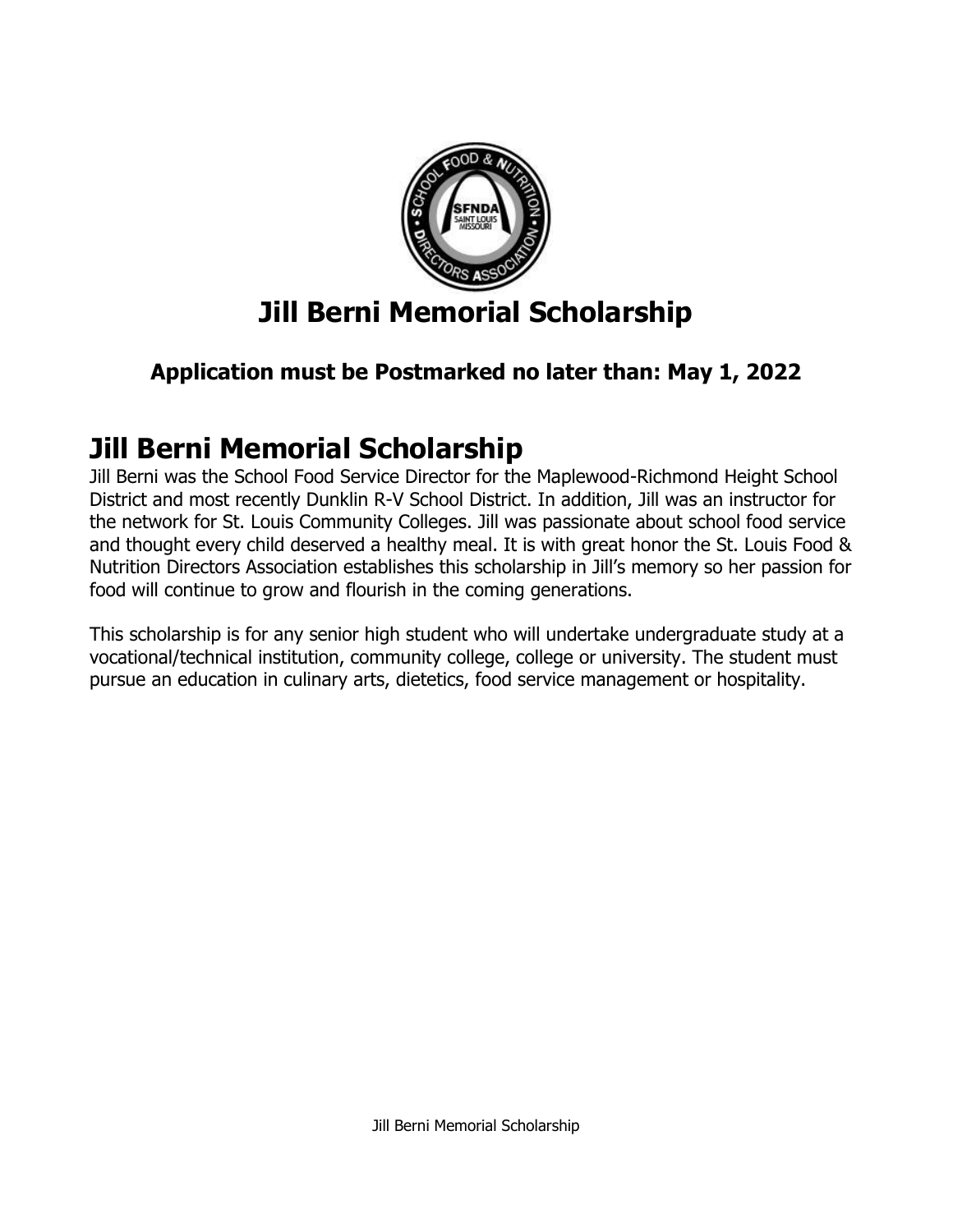# Jill Berni Memorial Scholarship

### Application must be Postmarked no later than: May 1, 2022

## Jill Berni Memorial Scholarship

Jill Berni was the School Food Service Director for the Maplewood-Richmond Height School District and most recently Dunklin R-V School District. In addition, Jill was an instructor for the network for St. Louis Community Colleges. Jill was passionate about school food service and thought every child deserved a healthy meal. It is with great honor the St. Louis Food & Nutrition Directors Association establishes this scholarship in Jill's memory so her passion for food will continue to grow and flourish in the coming generations.

This scholarship is for any senior high student who will undertake undergraduate study at a vocational/technical institution, community college, college or university. The student must pursue an education in culinary arts, dietetics, food service management or hospitality.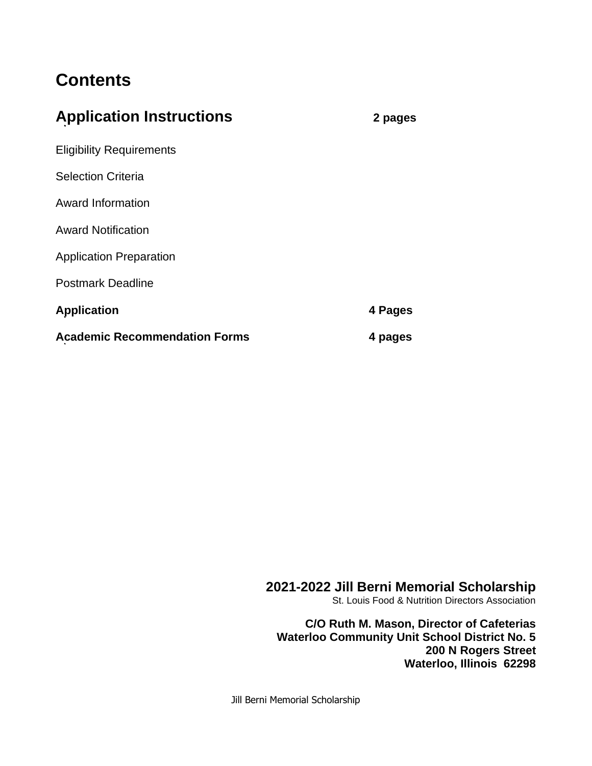# Contents

## Application Instructions — 2 pages

Eligibility Requirements

Selection Criteria

Award Information

Award Notification

Application Preparation

Postmark Deadline

**Application — 4 Pages**

**Academic Recommendation Forms — 4 pages**

**2021-2022 Jill Berni Memorial Scholarship**
St. Louis Food & Nutrition Directors Association

**C/O Ruth M. Mason, Director of Cafeterias**
**Waterloo Community Unit School District No. 5**
**200 N Rogers Street**
**Waterloo, Illinois 62298**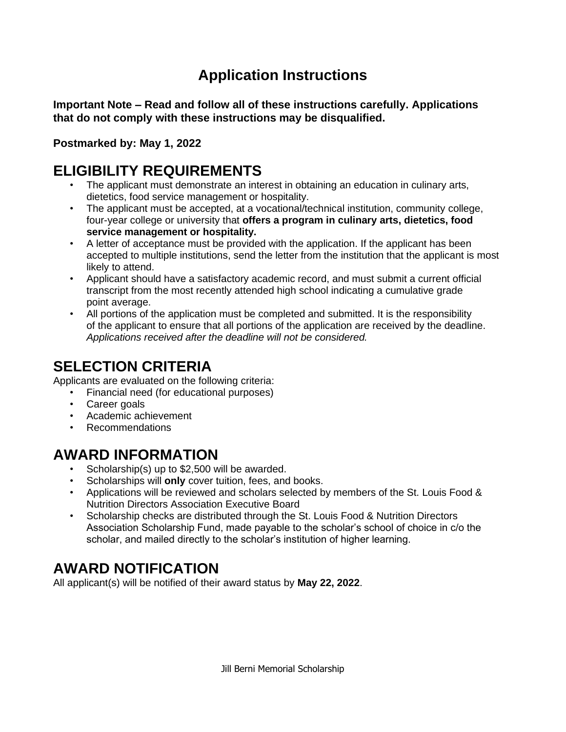# Application Instructions

**Important Note – Read and follow all of these instructions carefully. Applications that do not comply with these instructions may be disqualified.**

**Postmarked by: May 1, 2022**

## ELIGIBILITY REQUIREMENTS

- The applicant must demonstrate an interest in obtaining an education in culinary arts, dietetics, food service management or hospitality.
- The applicant must be accepted, at a vocational/technical institution, community college, four-year college or university that **offers a program in culinary arts, dietetics, food service management or hospitality.**
- A letter of acceptance must be provided with the application. If the applicant has been accepted to multiple institutions, send the letter from the institution that the applicant is most likely to attend.
- Applicant should have a satisfactory academic record, and must submit a current official transcript from the most recently attended high school indicating a cumulative grade point average.
- All portions of the application must be completed and submitted. It is the responsibility of the applicant to ensure that all portions of the application are received by the deadline. *Applications received after the deadline will not be considered.*

## SELECTION CRITERIA

Applicants are evaluated on the following criteria:

- Financial need (for educational purposes)
- Career goals
- Academic achievement
- Recommendations

## AWARD INFORMATION

- Scholarship(s) up to $2,500 will be awarded.
- Scholarships will **only** cover tuition, fees, and books.
- Applications will be reviewed and scholars selected by members of the St. Louis Food & Nutrition Directors Association Executive Board
- Scholarship checks are distributed through the St. Louis Food & Nutrition Directors Association Scholarship Fund, made payable to the scholar's school of choice in c/o the scholar, and mailed directly to the scholar's institution of higher learning.

## AWARD NOTIFICATION

All applicant(s) will be notified of their award status by **May 22, 2022**.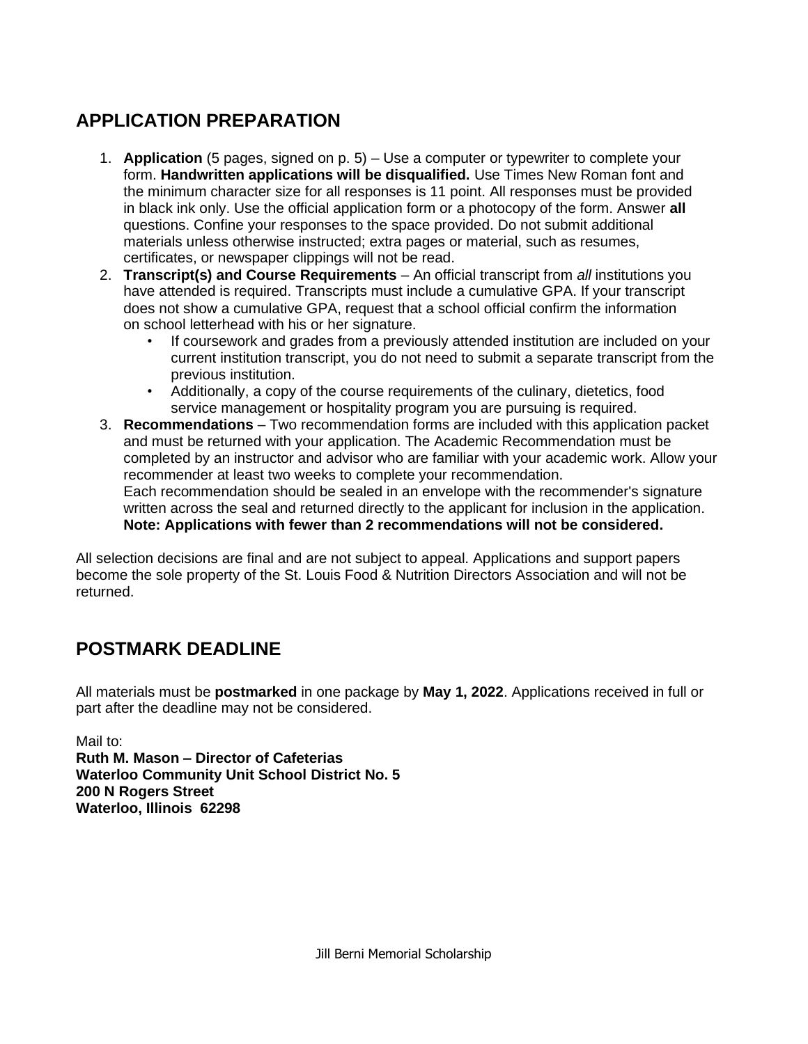## APPLICATION PREPARATION

1. **Application** (5 pages, signed on p. 5) – Use a computer or typewriter to complete your form. **Handwritten applications will be disqualified.** Use Times New Roman font and the minimum character size for all responses is 11 point. All responses must be provided in black ink only. Use the official application form or a photocopy of the form. Answer **all** questions. Confine your responses to the space provided. Do not submit additional materials unless otherwise instructed; extra pages or material, such as resumes, certificates, or newspaper clippings will not be read.
2. **Transcript(s) and Course Requirements** – An official transcript from *all* institutions you have attended is required. Transcripts must include a cumulative GPA. If your transcript does not show a cumulative GPA, request that a school official confirm the information on school letterhead with his or her signature.
   - If coursework and grades from a previously attended institution are included on your current institution transcript, you do not need to submit a separate transcript from the previous institution.
   - Additionally, a copy of the course requirements of the culinary, dietetics, food service management or hospitality program you are pursuing is required.
3. **Recommendations** – Two recommendation forms are included with this application packet and must be returned with your application. The Academic Recommendation must be completed by an instructor and advisor who are familiar with your academic work. Allow your recommender at least two weeks to complete your recommendation.
   Each recommendation should be sealed in an envelope with the recommender's signature written across the seal and returned directly to the applicant for inclusion in the application.
   **Note: Applications with fewer than 2 recommendations will not be considered.**

All selection decisions are final and are not subject to appeal. Applications and support papers become the sole property of the St. Louis Food & Nutrition Directors Association and will not be returned.

## POSTMARK DEADLINE

All materials must be **postmarked** in one package by **May 1, 2022**. Applications received in full or part after the deadline may not be considered.

Mail to:
**Ruth M. Mason – Director of Cafeterias**
**Waterloo Community Unit School District No. 5**
**200 N Rogers Street**
**Waterloo, Illinois 62298**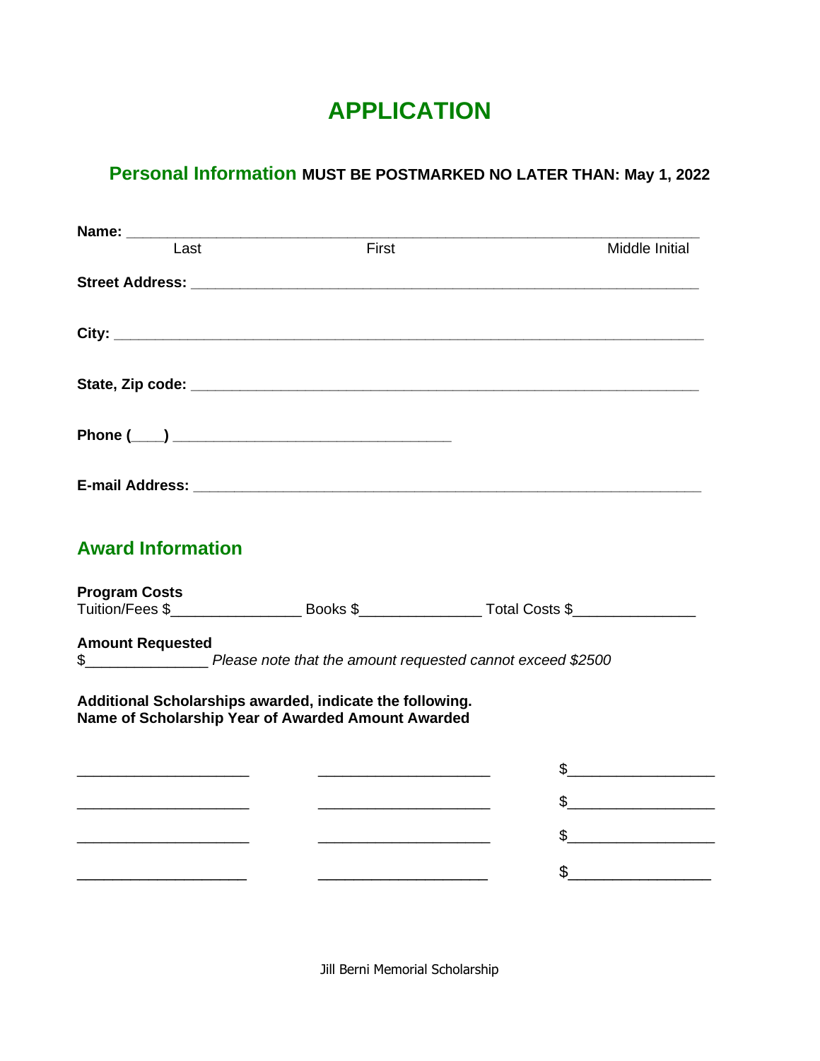# APPLICATION

## Personal Information **MUST BE POSTMARKED NO LATER THAN: May 1, 2022**

**Name:** ______________________________________________________________________
Last First Middle Initial

**Street Address:** ______________________________________________________________

**City:** _______________________________________________________________________

**State, Zip code:** ______________________________________________________________

**Phone (____)** ______________________________

**E-mail Address:** _____________________________________________________________

## Award Information

**Program Costs**
Tuition/Fees $_______________ Books $______________ Total Costs $______________

**Amount Requested**
$______________ *Please note that the amount requested cannot exceed $2500*

**Additional Scholarships awarded, indicate the following.**
**Name of Scholarship Year of Awarded Amount Awarded**

| Name of Scholarship | Year of Awarded | Amount Awarded |
|---|---|---|
| ____________________ | ____________________ | $________________ |
| ____________________ | ____________________ | $________________ |
| ____________________ | ____________________ | $________________ |
| ____________________ | ____________________ | $________________ |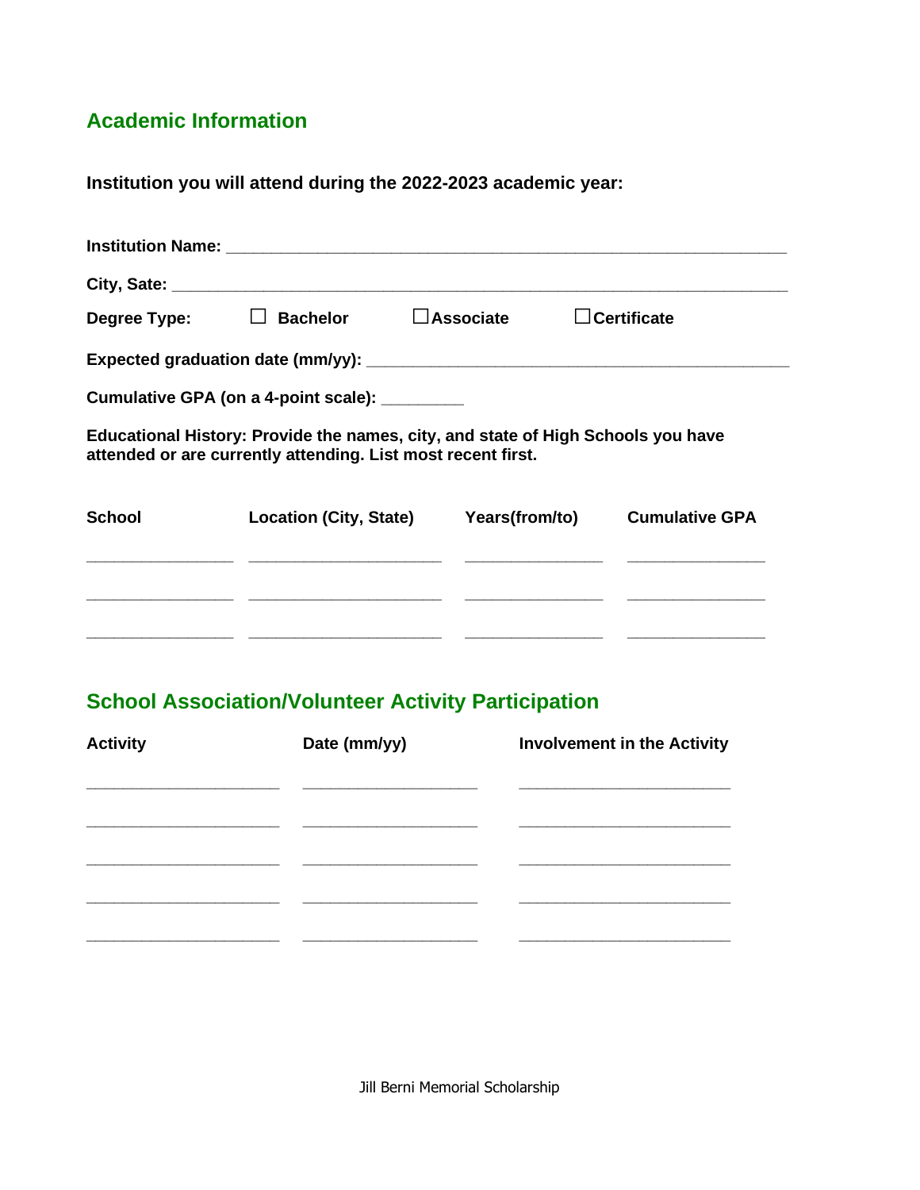## Academic Information

**Institution you will attend during the 2022-2023 academic year:**

**Institution Name:** ____________________________________________________________

**City, Sate:** ________________________________________________________________

**Degree Type:** ☐ **Bachelor** ☐**Associate** ☐**Certificate**

**Expected graduation date (mm/yy):** _______________________________________________

**Cumulative GPA (on a 4-point scale):** _________

**Educational History: Provide the names, city, and state of High Schools you have attended or are currently attending. List most recent first.**

| School | Location (City, State) | Years(from/to) | Cumulative GPA |
|---|---|---|---|
| | | | |
| | | | |
| | | | |

## School Association/Volunteer Activity Participation

| Activity | Date (mm/yy) | Involvement in the Activity |
|---|---|---|
| | | |
| | | |
| | | |
| | | |
| | | |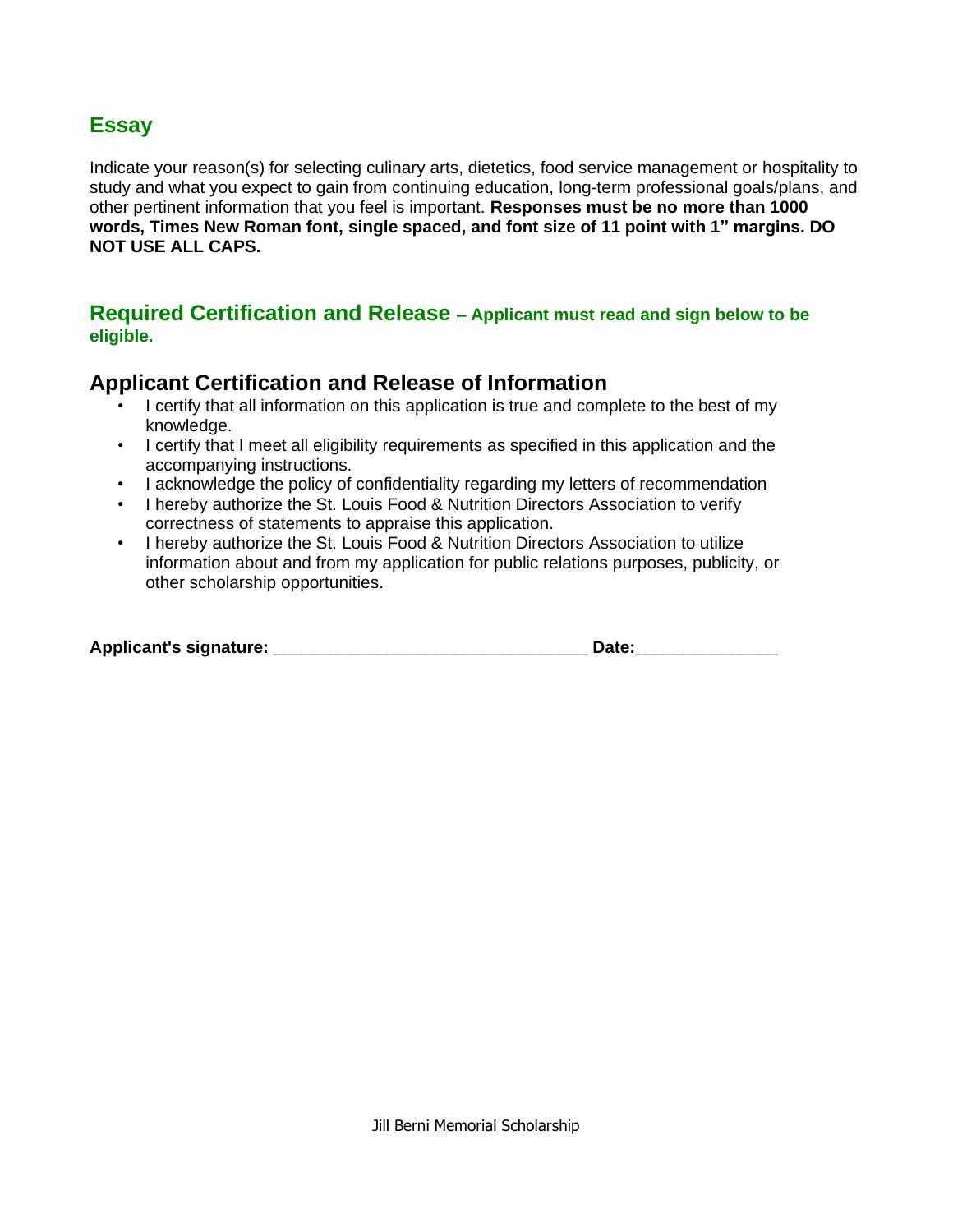## Essay

Indicate your reason(s) for selecting culinary arts, dietetics, food service management or hospitality to study and what you expect to gain from continuing education, long-term professional goals/plans, and other pertinent information that you feel is important. **Responses must be no more than 1000 words, Times New Roman font, single spaced, and font size of 11 point with 1" margins. DO NOT USE ALL CAPS.**

## Required Certification and Release – Applicant must read and sign below to be eligible.

### Applicant Certification and Release of Information

- I certify that all information on this application is true and complete to the best of my knowledge.
- I certify that I meet all eligibility requirements as specified in this application and the accompanying instructions.
- I acknowledge the policy of confidentiality regarding my letters of recommendation
- I hereby authorize the St. Louis Food & Nutrition Directors Association to verify correctness of statements to appraise this application.
- I hereby authorize the St. Louis Food & Nutrition Directors Association to utilize information about and from my application for public relations purposes, publicity, or other scholarship opportunities.

**Applicant's signature: _________________________________ Date:_______________**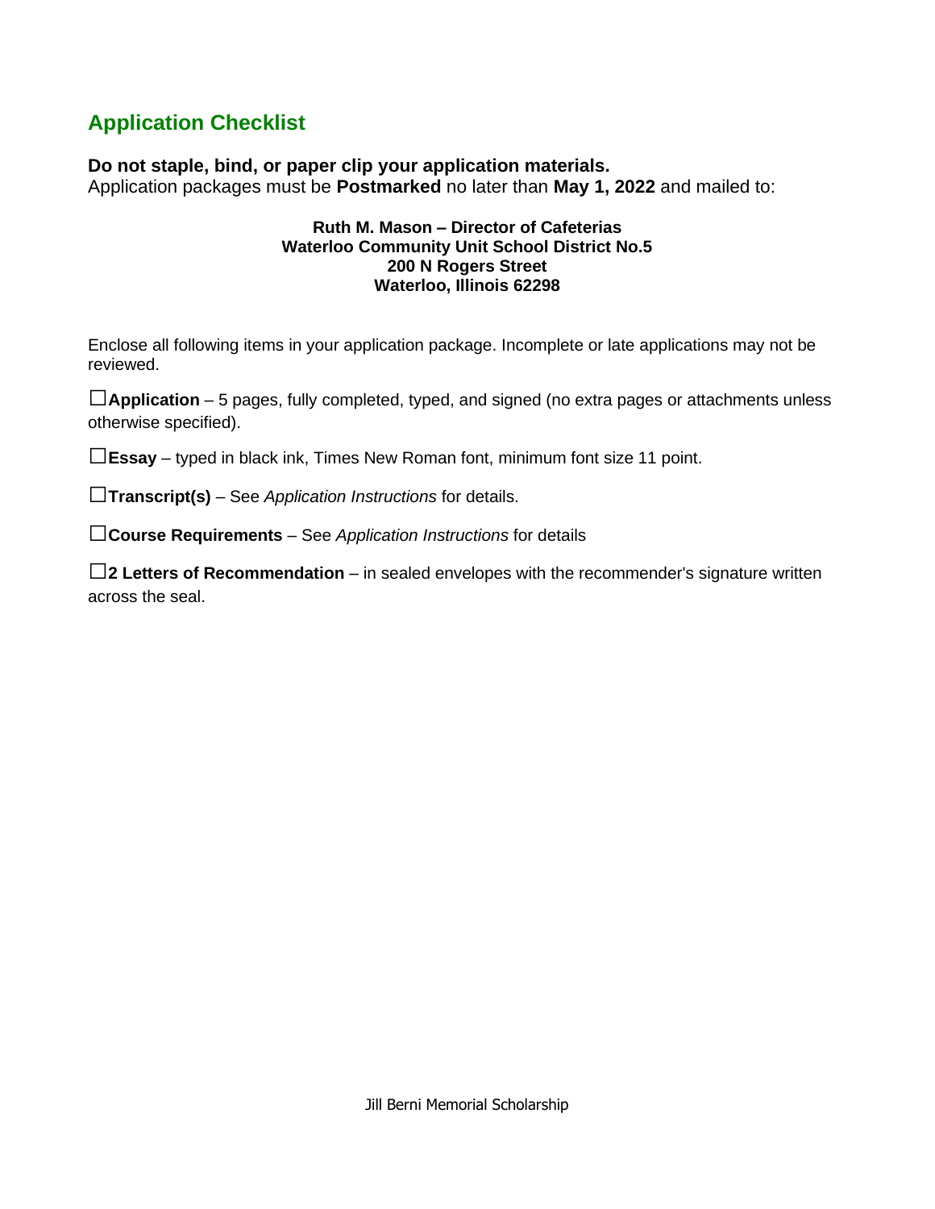## Application Checklist

**Do not staple, bind, or paper clip your application materials.**
Application packages must be **Postmarked** no later than **May 1, 2022** and mailed to:

**Ruth M. Mason – Director of Cafeterias**
**Waterloo Community Unit School District No.5**
**200 N Rogers Street**
**Waterloo, Illinois 62298**

Enclose all following items in your application package. Incomplete or late applications may not be reviewed.

☐**Application** – 5 pages, fully completed, typed, and signed (no extra pages or attachments unless otherwise specified).

☐**Essay** – typed in black ink, Times New Roman font, minimum font size 11 point.

☐**Transcript(s)** – See *Application Instructions* for details.

☐**Course Requirements** – See *Application Instructions* for details

☐**2 Letters of Recommendation** – in sealed envelopes with the recommender's signature written across the seal.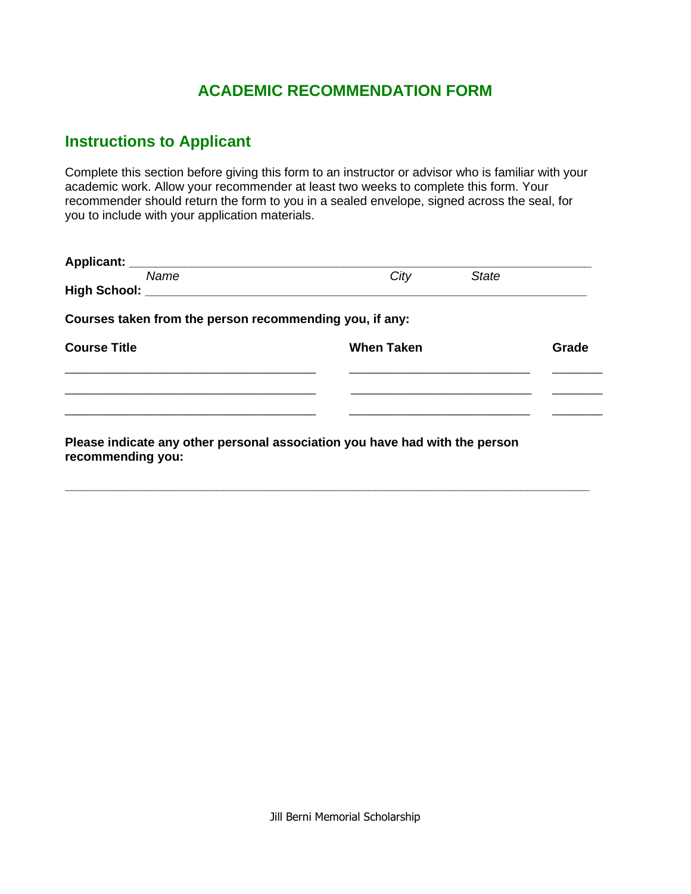# ACADEMIC RECOMMENDATION FORM

## Instructions to Applicant

Complete this section before giving this form to an instructor or advisor who is familiar with your academic work. Allow your recommender at least two weeks to complete this form. Your recommender should return the form to you in a sealed envelope, signed across the seal, for you to include with your application materials.

**Applicant:** ________________________________________________________________

*Name* *City* *State*

**High School:** ______________________________________________________________

**Courses taken from the person recommending you, if any:**

| Course Title | When Taken | Grade |
|---|---|---|
| ______________________________ | ______________________ | ______ |
| ______________________________ | ______________________ | ______ |
| ______________________________ | ______________________ | ______ |

**Please indicate any other personal association you have had with the person recommending you:**

______________________________________________________________________________

Jill Berni Memorial Scholarship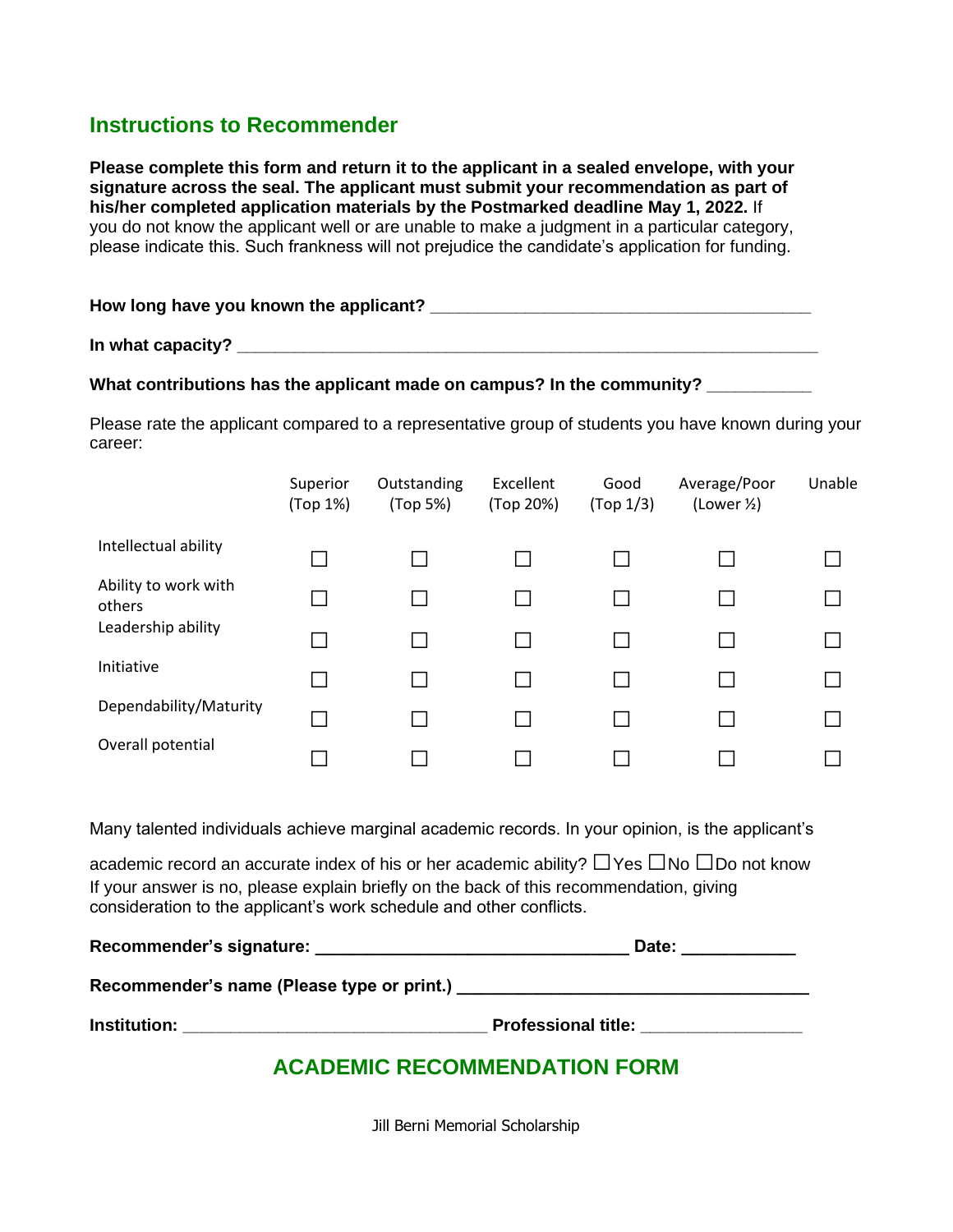## Instructions to Recommender

**Please complete this form and return it to the applicant in a sealed envelope, with your signature across the seal. The applicant must submit your recommendation as part of his/her completed application materials by the Postmarked deadline May 1, 2022.** If you do not know the applicant well or are unable to make a judgment in a particular category, please indicate this. Such frankness will not prejudice the candidate's application for funding.

**How long have you known the applicant?** ________________________________________

**In what capacity?** ______________________________________________________________

**What contributions has the applicant made on campus? In the community?** ___________

Please rate the applicant compared to a representative group of students you have known during your career:

| | Superior (Top 1%) | Outstanding (Top 5%) | Excellent (Top 20%) | Good (Top 1/3) | Average/Poor (Lower ½) | Unable |
|---|---|---|---|---|---|---|
| Intellectual ability | ☐ | ☐ | ☐ | ☐ | ☐ | ☐ |
| Ability to work with others | ☐ | ☐ | ☐ | ☐ | ☐ | ☐ |
| Leadership ability | ☐ | ☐ | ☐ | ☐ | ☐ | ☐ |
| Initiative | ☐ | ☐ | ☐ | ☐ | ☐ | ☐ |
| Dependability/Maturity | ☐ | ☐ | ☐ | ☐ | ☐ | ☐ |
| Overall potential | ☐ | ☐ | ☐ | ☐ | ☐ | ☐ |

Many talented individuals achieve marginal academic records. In your opinion, is the applicant's academic record an accurate index of his or her academic ability? ☐Yes ☐No ☐Do not know

If your answer is no, please explain briefly on the back of this recommendation, giving consideration to the applicant's work schedule and other conflicts.

**Recommender's signature:** _________________________________ **Date:** ____________

**Recommender's name (Please type or print.)** ____________________________________

**Institution:** ________________________________ **Professional title:** _________________

## ACADEMIC RECOMMENDATION FORM

Jill Berni Memorial Scholarship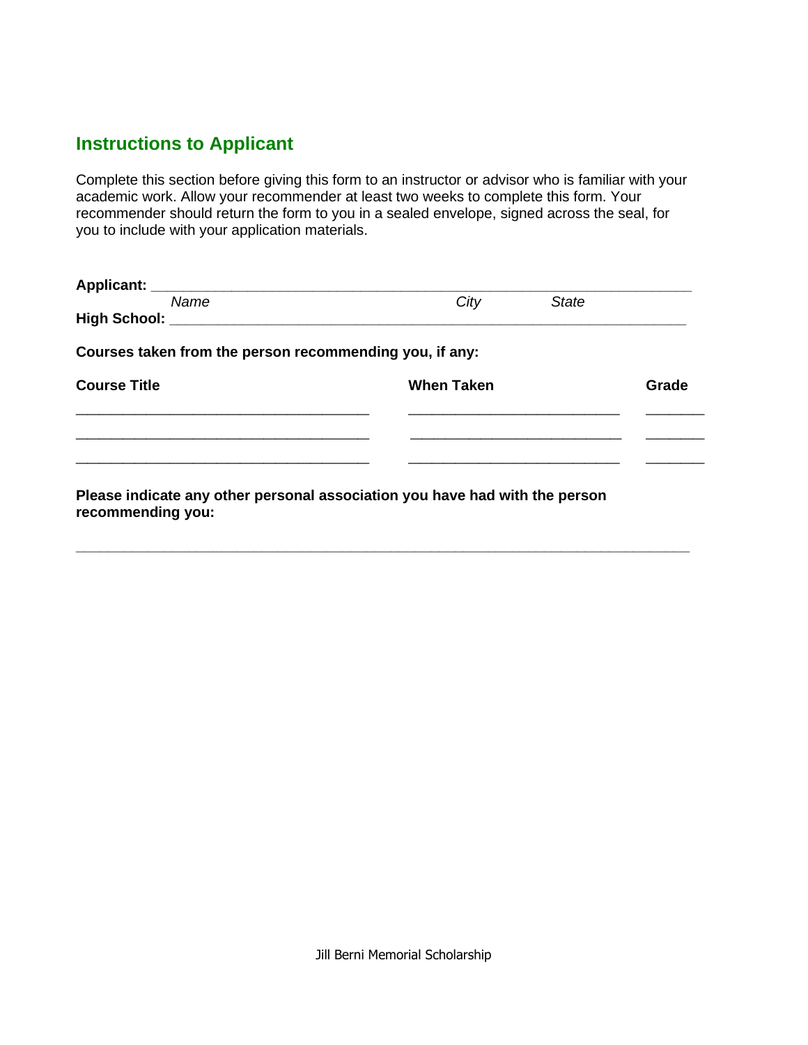## Instructions to Applicant

Complete this section before giving this form to an instructor or advisor who is familiar with your academic work. Allow your recommender at least two weeks to complete this form. Your recommender should return the form to you in a sealed envelope, signed across the seal, for you to include with your application materials.

**Applicant:** ___________________________________________________________________

*Name* *City* *State*

**High School:** _________________________________________________________________

**Courses taken from the person recommending you, if any:**

| Course Title | When Taken | Grade |
|---|---|---|
| ______________________________________ | ___________________________ | _______ |
| ______________________________________ | ___________________________ | _______ |
| ______________________________________ | ___________________________ | _______ |

**Please indicate any other personal association you have had with the person recommending you:**

______________________________________________________________________________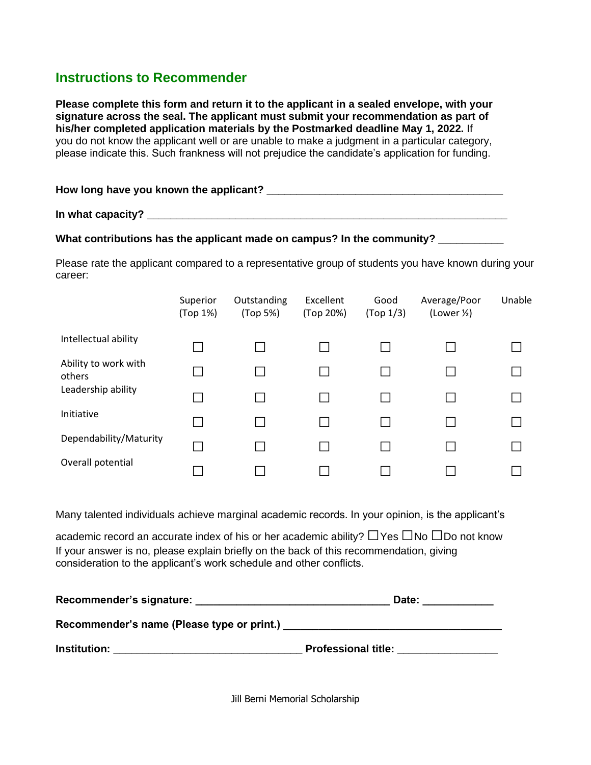## Instructions to Recommender

**Please complete this form and return it to the applicant in a sealed envelope, with your signature across the seal. The applicant must submit your recommendation as part of his/her completed application materials by the Postmarked deadline May 1, 2022.** If you do not know the applicant well or are unable to make a judgment in a particular category, please indicate this. Such frankness will not prejudice the candidate's application for funding.

**How long have you known the applicant?** ________________________________________

**In what capacity?** ____________________________________________________________

**What contributions has the applicant made on campus? In the community?** ___________

Please rate the applicant compared to a representative group of students you have known during your career:

| | Superior (Top 1%) | Outstanding (Top 5%) | Excellent (Top 20%) | Good (Top 1/3) | Average/Poor (Lower ½) | Unable |
|---|---|---|---|---|---|---|
| Intellectual ability | ☐ | ☐ | ☐ | ☐ | ☐ | ☐ |
| Ability to work with others | ☐ | ☐ | ☐ | ☐ | ☐ | ☐ |
| Leadership ability | ☐ | ☐ | ☐ | ☐ | ☐ | ☐ |
| Initiative | ☐ | ☐ | ☐ | ☐ | ☐ | ☐ |
| Dependability/Maturity | ☐ | ☐ | ☐ | ☐ | ☐ | ☐ |
| Overall potential | ☐ | ☐ | ☐ | ☐ | ☐ | ☐ |

Many talented individuals achieve marginal academic records. In your opinion, is the applicant's academic record an accurate index of his or her academic ability? ☐Yes ☐No ☐Do not know
If your answer is no, please explain briefly on the back of this recommendation, giving consideration to the applicant's work schedule and other conflicts.

**Recommender's signature:** ________________________________ **Date:** ___________

**Recommender's name (Please type or print.)** ____________________________________

**Institution:** ________________________________ **Professional title:** ________________

Jill Berni Memorial Scholarship